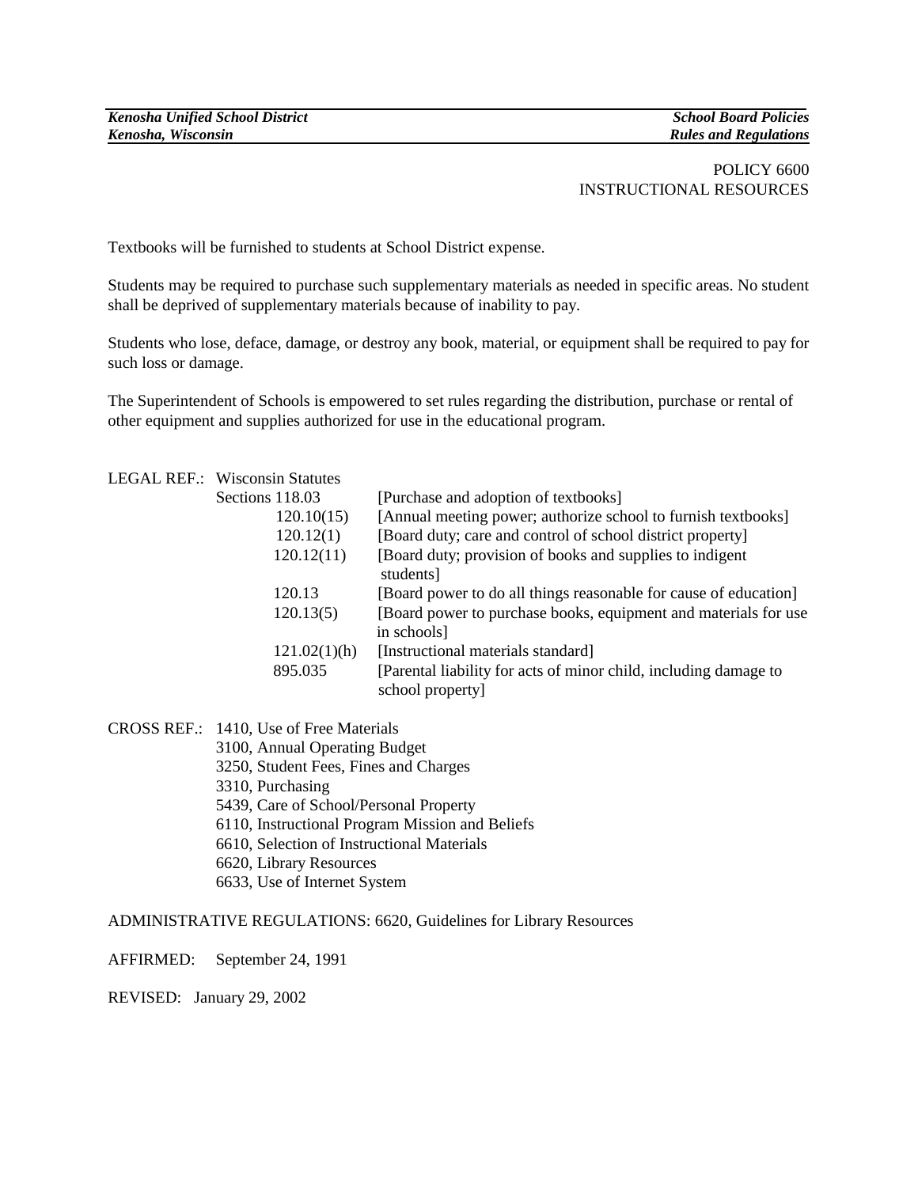POLICY 6600
INSTRUCTIONAL RESOURCES

Textbooks will be furnished to students at School District expense.

Students may be required to purchase such supplementary materials as needed in specific areas. No student shall be deprived of supplementary materials because of inability to pay.

Students who lose, deface, damage, or destroy any book, material, or equipment shall be required to pay for such loss or damage.

The Superintendent of Schools is empowered to set rules regarding the distribution, purchase or rental of other equipment and supplies authorized for use in the educational program.

LEGAL REF.: Wisconsin Statutes

| | |
|---|---|
| Sections 118.03 | [Purchase and adoption of textbooks] |
| 120.10(15) | [Annual meeting power; authorize school to furnish textbooks] |
| 120.12(1) | [Board duty; care and control of school district property] |
| 120.12(11) | [Board duty; provision of books and supplies to indigent students] |
| 120.13 | [Board power to do all things reasonable for cause of education] |
| 120.13(5) | [Board power to purchase books, equipment and materials for use in schools] |
| 121.02(1)(h) | [Instructional materials standard] |
| 895.035 | [Parental liability for acts of minor child, including damage to school property] |

CROSS REF.: 1410, Use of Free Materials
3100, Annual Operating Budget
3250, Student Fees, Fines and Charges
3310, Purchasing
5439, Care of School/Personal Property
6110, Instructional Program Mission and Beliefs
6610, Selection of Instructional Materials
6620, Library Resources
6633, Use of Internet System

ADMINISTRATIVE REGULATIONS: 6620, Guidelines for Library Resources

AFFIRMED: September 24, 1991

REVISED: January 29, 2002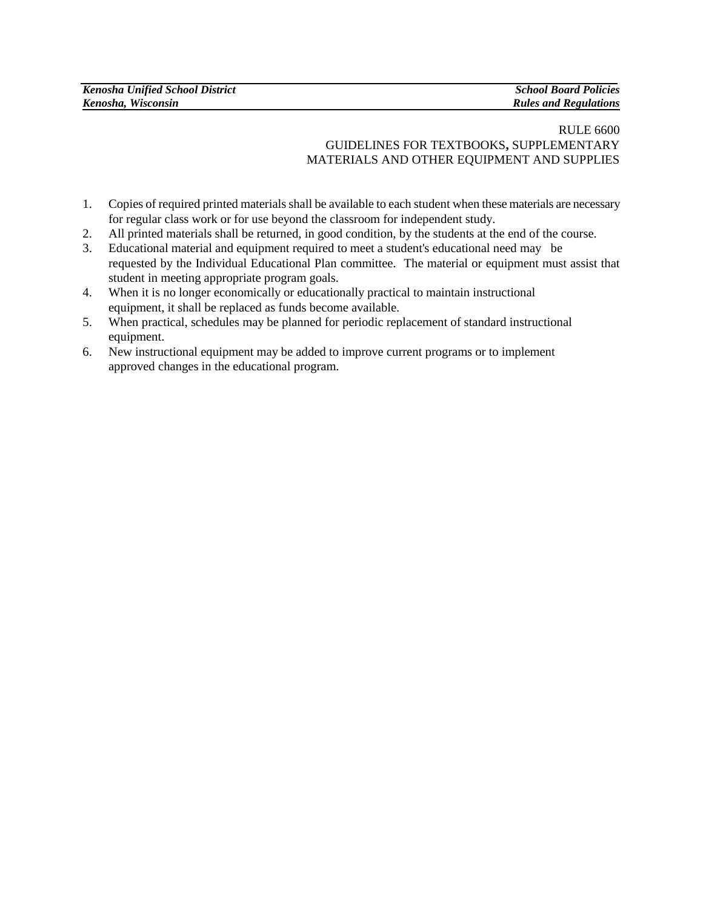RULE 6600
GUIDELINES FOR TEXTBOOKS, SUPPLEMENTARY MATERIALS AND OTHER EQUIPMENT AND SUPPLIES

1. Copies of required printed materials shall be available to each student when these materials are necessary for regular class work or for use beyond the classroom for independent study.
2. All printed materials shall be returned, in good condition, by the students at the end of the course.
3. Educational material and equipment required to meet a student's educational need may be requested by the Individual Educational Plan committee. The material or equipment must assist that student in meeting appropriate program goals.
4. When it is no longer economically or educationally practical to maintain instructional equipment, it shall be replaced as funds become available.
5. When practical, schedules may be planned for periodic replacement of standard instructional equipment.
6. New instructional equipment may be added to improve current programs or to implement approved changes in the educational program.